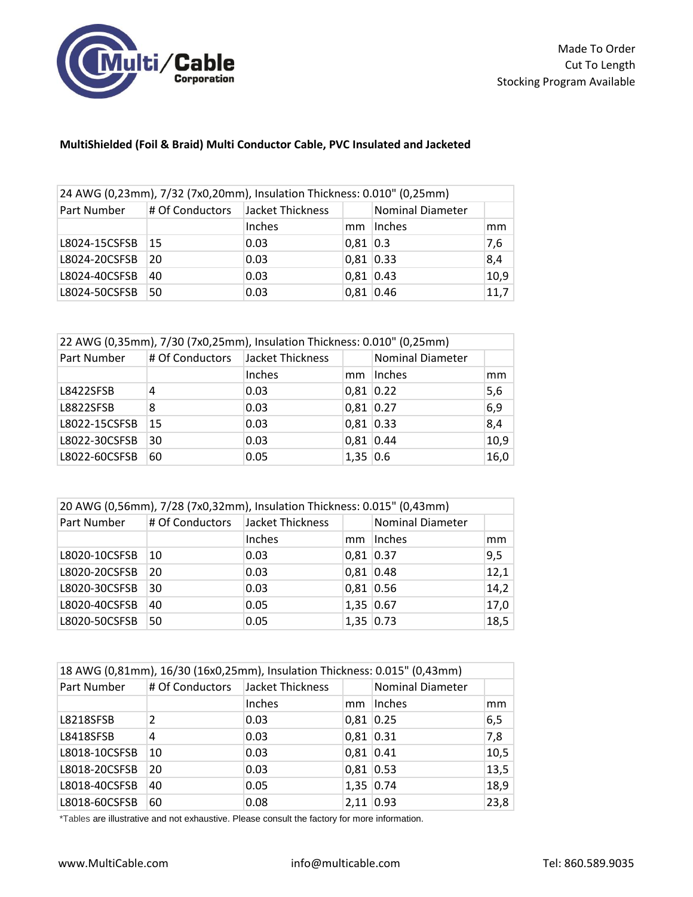Made To Order
Cut To Length
Stocking Program Available

**MultiShielded (Foil & Braid) Multi Conductor Cable, PVC Insulated and Jacketed**

| 24 AWG (0,23mm), 7/32 (7x0,20mm), Insulation Thickness: 0.010" (0,25mm) | | | | | |
|---|---|---|---|---|---|
| Part Number | # Of Conductors | Jacket Thickness | | Nominal Diameter | |
| | | Inches | mm | Inches | mm |
| L8024-15CSFSB | 15 | 0.03 | 0,81 | 0.3 | 7,6 |
| L8024-20CSFSB | 20 | 0.03 | 0,81 | 0.33 | 8,4 |
| L8024-40CSFSB | 40 | 0.03 | 0,81 | 0.43 | 10,9 |
| L8024-50CSFSB | 50 | 0.03 | 0,81 | 0.46 | 11,7 |

| 22 AWG (0,35mm), 7/30 (7x0,25mm), Insulation Thickness: 0.010" (0,25mm) | | | | | |
|---|---|---|---|---|---|
| Part Number | # Of Conductors | Jacket Thickness | | Nominal Diameter | |
| | | Inches | mm | Inches | mm |
| L8422SFSB | 4 | 0.03 | 0,81 | 0.22 | 5,6 |
| L8822SFSB | 8 | 0.03 | 0,81 | 0.27 | 6,9 |
| L8022-15CSFSB | 15 | 0.03 | 0,81 | 0.33 | 8,4 |
| L8022-30CSFSB | 30 | 0.03 | 0,81 | 0.44 | 10,9 |
| L8022-60CSFSB | 60 | 0.05 | 1,35 | 0.6 | 16,0 |

| 20 AWG (0,56mm), 7/28 (7x0,32mm), Insulation Thickness: 0.015" (0,43mm) | | | | | |
|---|---|---|---|---|---|
| Part Number | # Of Conductors | Jacket Thickness | | Nominal Diameter | |
| | | Inches | mm | Inches | mm |
| L8020-10CSFSB | 10 | 0.03 | 0,81 | 0.37 | 9,5 |
| L8020-20CSFSB | 20 | 0.03 | 0,81 | 0.48 | 12,1 |
| L8020-30CSFSB | 30 | 0.03 | 0,81 | 0.56 | 14,2 |
| L8020-40CSFSB | 40 | 0.05 | 1,35 | 0.67 | 17,0 |
| L8020-50CSFSB | 50 | 0.05 | 1,35 | 0.73 | 18,5 |

| 18 AWG (0,81mm), 16/30 (16x0,25mm), Insulation Thickness: 0.015" (0,43mm) | | | | | |
|---|---|---|---|---|---|
| Part Number | # Of Conductors | Jacket Thickness | | Nominal Diameter | |
| | | Inches | mm | Inches | mm |
| L8218SFSB | 2 | 0.03 | 0,81 | 0.25 | 6,5 |
| L8418SFSB | 4 | 0.03 | 0,81 | 0.31 | 7,8 |
| L8018-10CSFSB | 10 | 0.03 | 0,81 | 0.41 | 10,5 |
| L8018-20CSFSB | 20 | 0.03 | 0,81 | 0.53 | 13,5 |
| L8018-40CSFSB | 40 | 0.05 | 1,35 | 0.74 | 18,9 |
| L8018-60CSFSB | 60 | 0.08 | 2,11 | 0.93 | 23,8 |

*Tables are illustrative and not exhaustive. Please consult the factory for more information.

www.MultiCable.com info@multicable.com Tel: 860.589.9035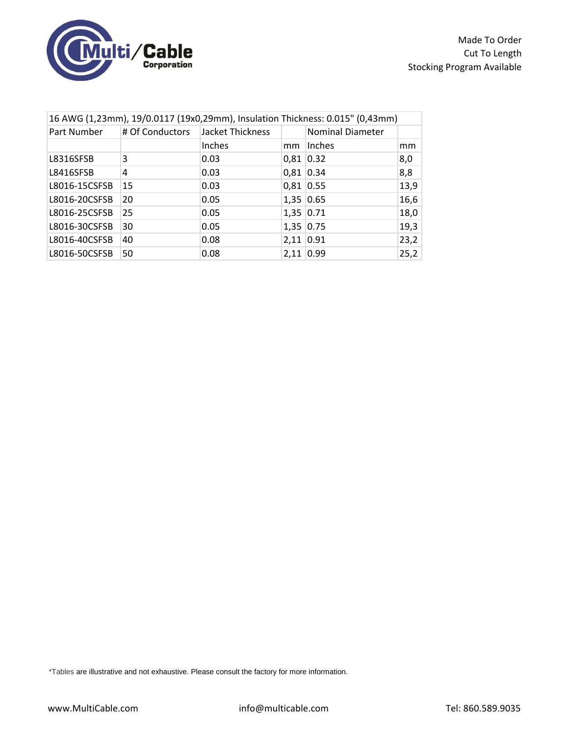Made To Order
Cut To Length
Stocking Program Available

| 16 AWG (1,23mm), 19/0.0117 (19x0,29mm), Insulation Thickness: 0.015" (0,43mm) | | | | | |
|---|---|---|---|---|---|
| Part Number | # Of Conductors | Jacket Thickness | | Nominal Diameter | |
| | | Inches | mm | Inches | mm |
| L8316SFSB | 3 | 0.03 | 0,81 | 0.32 | 8,0 |
| L8416SFSB | 4 | 0.03 | 0,81 | 0.34 | 8,8 |
| L8016-15CSFSB | 15 | 0.03 | 0,81 | 0.55 | 13,9 |
| L8016-20CSFSB | 20 | 0.05 | 1,35 | 0.65 | 16,6 |
| L8016-25CSFSB | 25 | 0.05 | 1,35 | 0.71 | 18,0 |
| L8016-30CSFSB | 30 | 0.05 | 1,35 | 0.75 | 19,3 |
| L8016-40CSFSB | 40 | 0.08 | 2,11 | 0.91 | 23,2 |
| L8016-50CSFSB | 50 | 0.08 | 2,11 | 0.99 | 25,2 |

*Tables are illustrative and not exhaustive. Please consult the factory for more information.

www.MultiCable.com info@multicable.com Tel: 860.589.9035